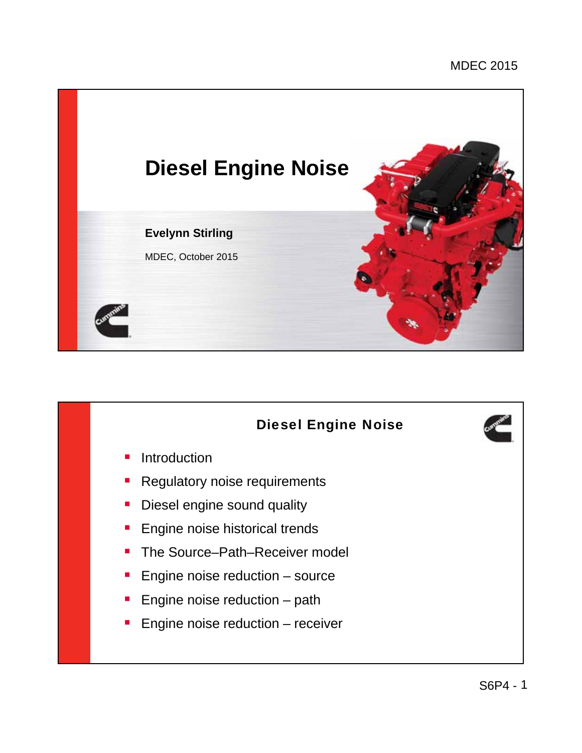# Diesel Engine Noise

**Evelynn Stirling**

MDEC, October 2015

## Diesel Engine Noise

- Introduction
- Regulatory noise requirements
- Diesel engine sound quality
- Engine noise historical trends
- The Source–Path–Receiver model
- Engine noise reduction – source
- Engine noise reduction – path
- Engine noise reduction – receiver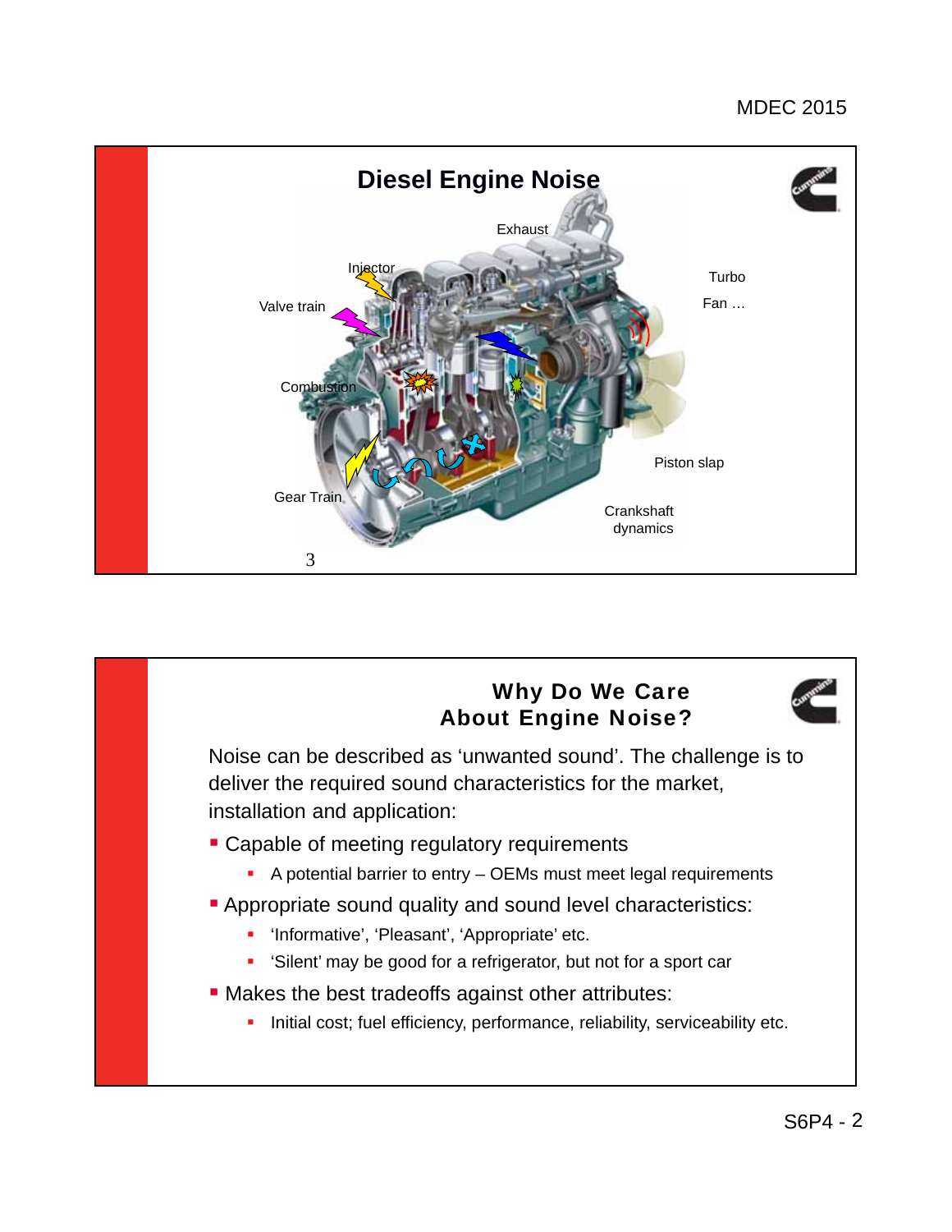## Diesel Engine Noise

Exhaust

Injector

Turbo

Fan …

Valve train

Combustion

Piston slap

Gear Train

Crankshaft dynamics

## Why Do We Care About Engine Noise?

Noise can be described as ‘unwanted sound’. The challenge is to deliver the required sound characteristics for the market, installation and application:

- Capable of meeting regulatory requirements
  - A potential barrier to entry – OEMs must meet legal requirements
- Appropriate sound quality and sound level characteristics:
  - ‘Informative’, ‘Pleasant’, ‘Appropriate’ etc.
  - ‘Silent’ may be good for a refrigerator, but not for a sport car
- Makes the best tradeoffs against other attributes:
  - Initial cost; fuel efficiency, performance, reliability, serviceability etc.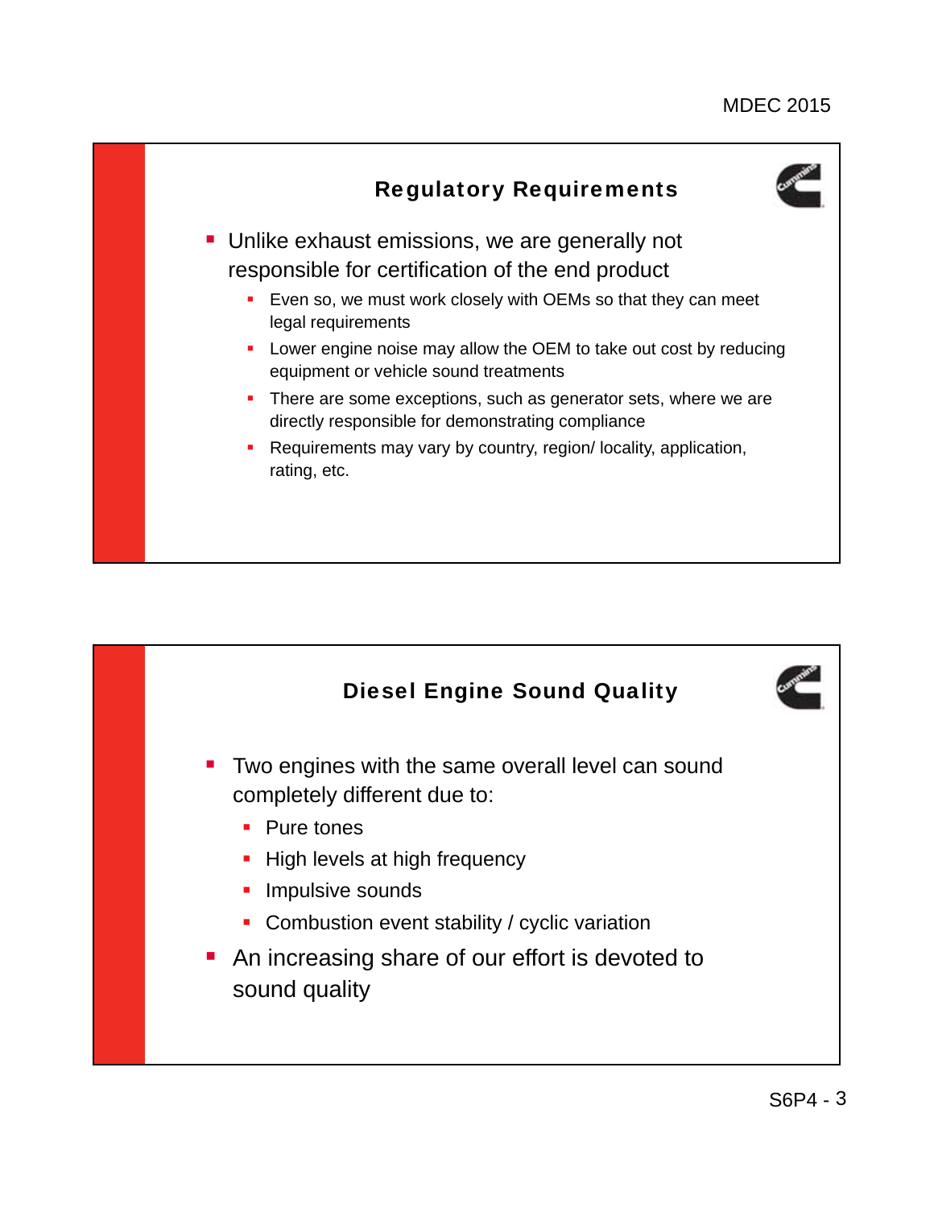## Regulatory Requirements

- Unlike exhaust emissions, we are generally not responsible for certification of the end product
  - Even so, we must work closely with OEMs so that they can meet legal requirements
  - Lower engine noise may allow the OEM to take out cost by reducing equipment or vehicle sound treatments
  - There are some exceptions, such as generator sets, where we are directly responsible for demonstrating compliance
  - Requirements may vary by country, region/ locality, application, rating, etc.

## Diesel Engine Sound Quality

- Two engines with the same overall level can sound completely different due to:
  - Pure tones
  - High levels at high frequency
  - Impulsive sounds
  - Combustion event stability / cyclic variation
- An increasing share of our effort is devoted to sound quality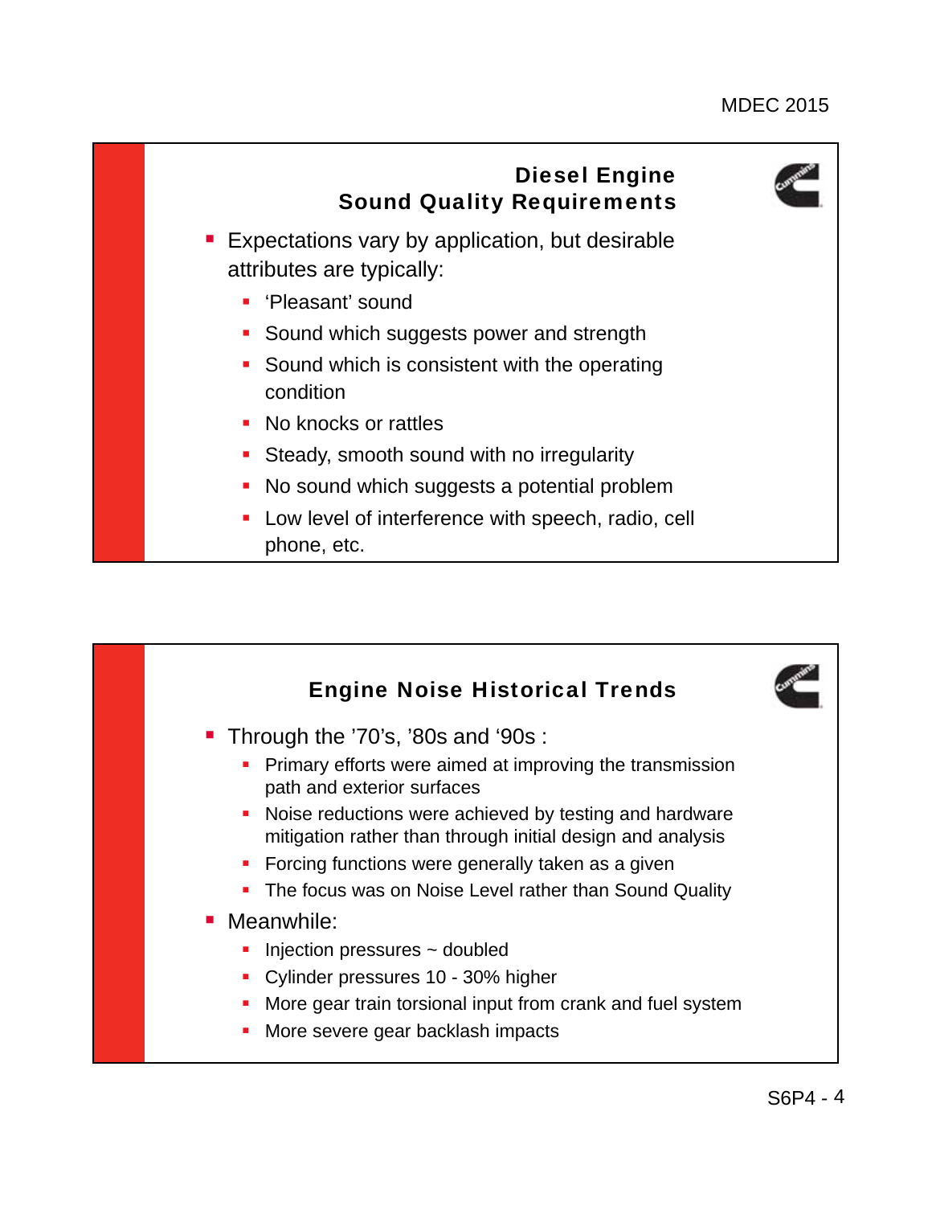## Diesel Engine Sound Quality Requirements

- Expectations vary by application, but desirable attributes are typically:
  - 'Pleasant' sound
  - Sound which suggests power and strength
  - Sound which is consistent with the operating condition
  - No knocks or rattles
  - Steady, smooth sound with no irregularity
  - No sound which suggests a potential problem
  - Low level of interference with speech, radio, cell phone, etc.

## Engine Noise Historical Trends

- Through the '70's, '80s and '90s :
  - Primary efforts were aimed at improving the transmission path and exterior surfaces
  - Noise reductions were achieved by testing and hardware mitigation rather than through initial design and analysis
  - Forcing functions were generally taken as a given
  - The focus was on Noise Level rather than Sound Quality
- Meanwhile:
  - Injection pressures ~ doubled
  - Cylinder pressures 10 - 30% higher
  - More gear train torsional input from crank and fuel system
  - More severe gear backlash impacts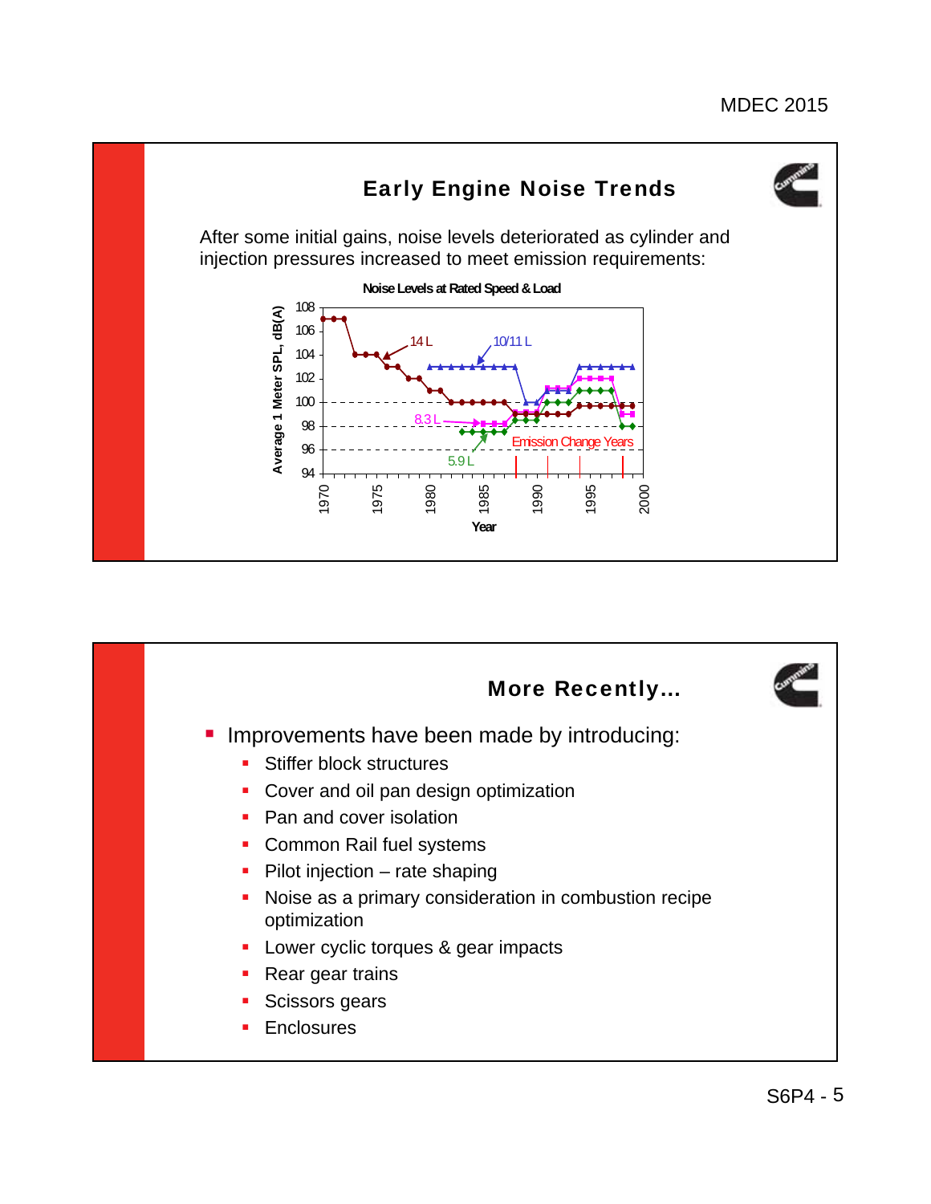## Early Engine Noise Trends

After some initial gains, noise levels deteriorated as cylinder and injection pressures increased to meet emission requirements:

**Noise Levels at Rated Speed & Load**

## More Recently…

- Improvements have been made by introducing:
  - Stiffer block structures
  - Cover and oil pan design optimization
  - Pan and cover isolation
  - Common Rail fuel systems
  - Pilot injection – rate shaping
  - Noise as a primary consideration in combustion recipe optimization
  - Lower cyclic torques & gear impacts
  - Rear gear trains
  - Scissors gears
  - Enclosures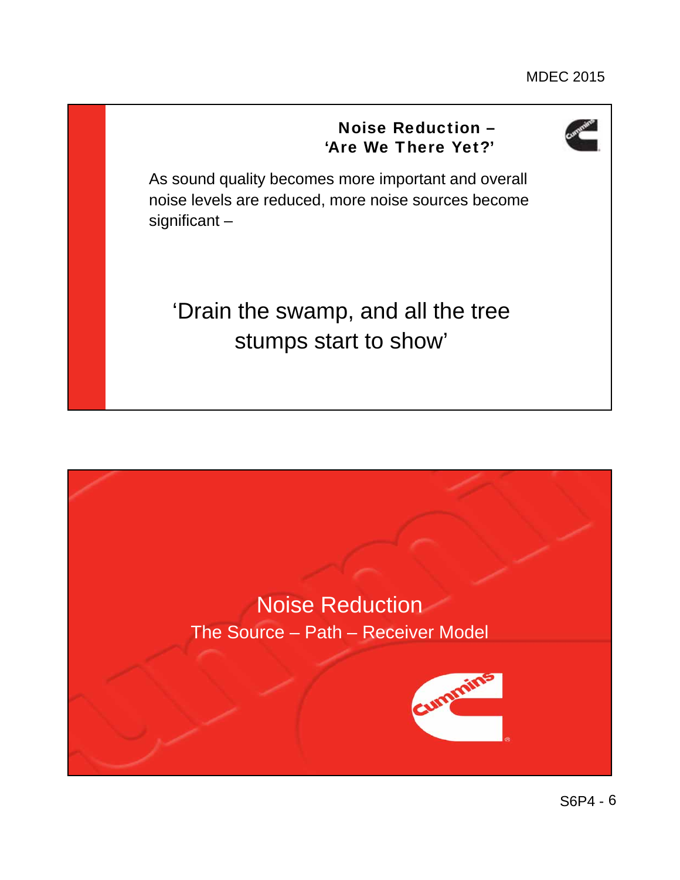## Noise Reduction – 'Are We There Yet?'

As sound quality becomes more important and overall noise levels are reduced, more noise sources become significant –

'Drain the swamp, and all the tree stumps start to show'

## Noise Reduction

The Source – Path – Receiver Model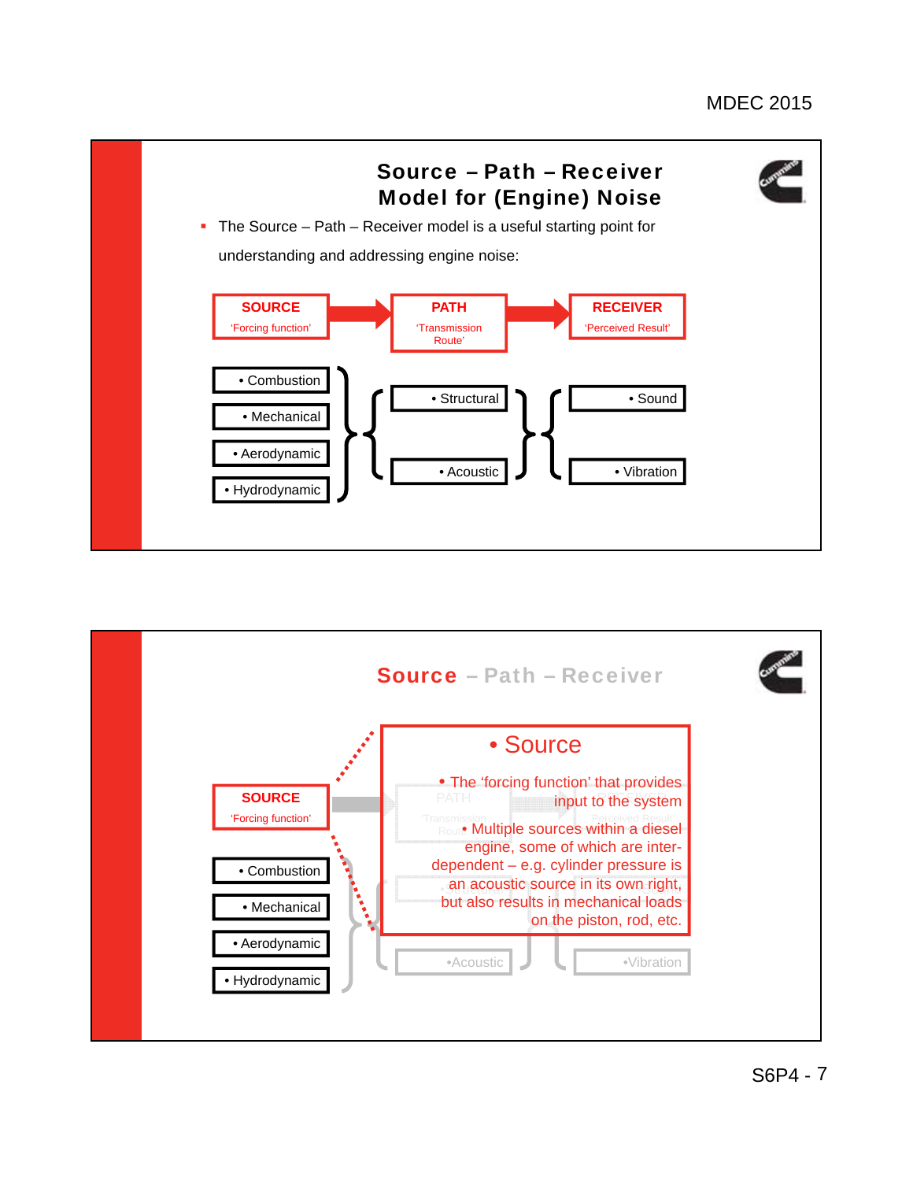## Source – Path – Receiver Model for (Engine) Noise

- The Source – Path – Receiver model is a useful starting point for understanding and addressing engine noise:

**SOURCE** 'Forcing function' → **PATH** 'Transmission Route' → **RECEIVER** 'Perceived Result'

| SOURCE | PATH | RECEIVER |
| --- | --- | --- |
| • Combustion | • Structural | • Sound |
| • Mechanical | • Acoustic | • Vibration |
| • Aerodynamic | | |
| • Hydrodynamic | | |

## Source – Path – Receiver

**SOURCE** 'Forcing function'

- Combustion
- Mechanical
- Aerodynamic
- Hydrodynamic

### • Source

- The 'forcing function' that provides input to the system
- Multiple sources within a diesel engine, some of which are inter-dependent – e.g. cylinder pressure is an acoustic source in its own right, but also results in mechanical loads on the piston, rod, etc.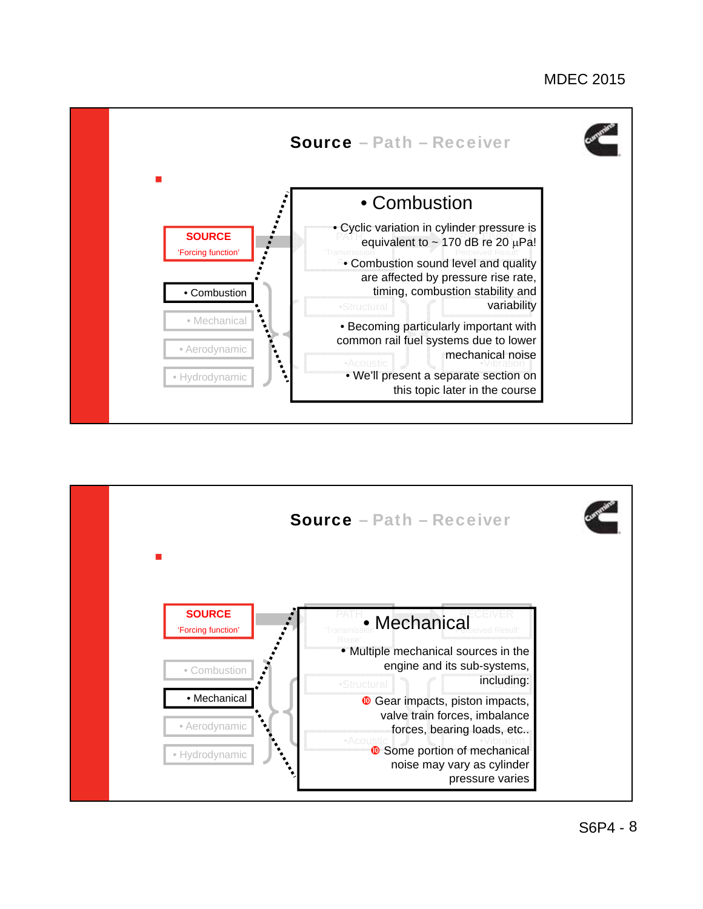## Source – Path – Receiver

**SOURCE**
'Forcing function'

- Combustion
- Mechanical
- Aerodynamic
- Hydrodynamic

### • Combustion

- Cyclic variation in cylinder pressure is equivalent to ~ 170 dB re 20 μPa!
- Combustion sound level and quality are affected by pressure rise rate, timing, combustion stability and variability
- Becoming particularly important with common rail fuel systems due to lower mechanical noise
- We'll present a separate section on this topic later in the course

## Source – Path – Receiver

**SOURCE**
'Forcing function'

- Combustion
- Mechanical
- Aerodynamic
- Hydrodynamic

### • Mechanical

- Multiple mechanical sources in the engine and its sub-systems, including:
  - Gear impacts, piston impacts, valve train forces, imbalance forces, bearing loads, etc..
  - Some portion of mechanical noise may vary as cylinder pressure varies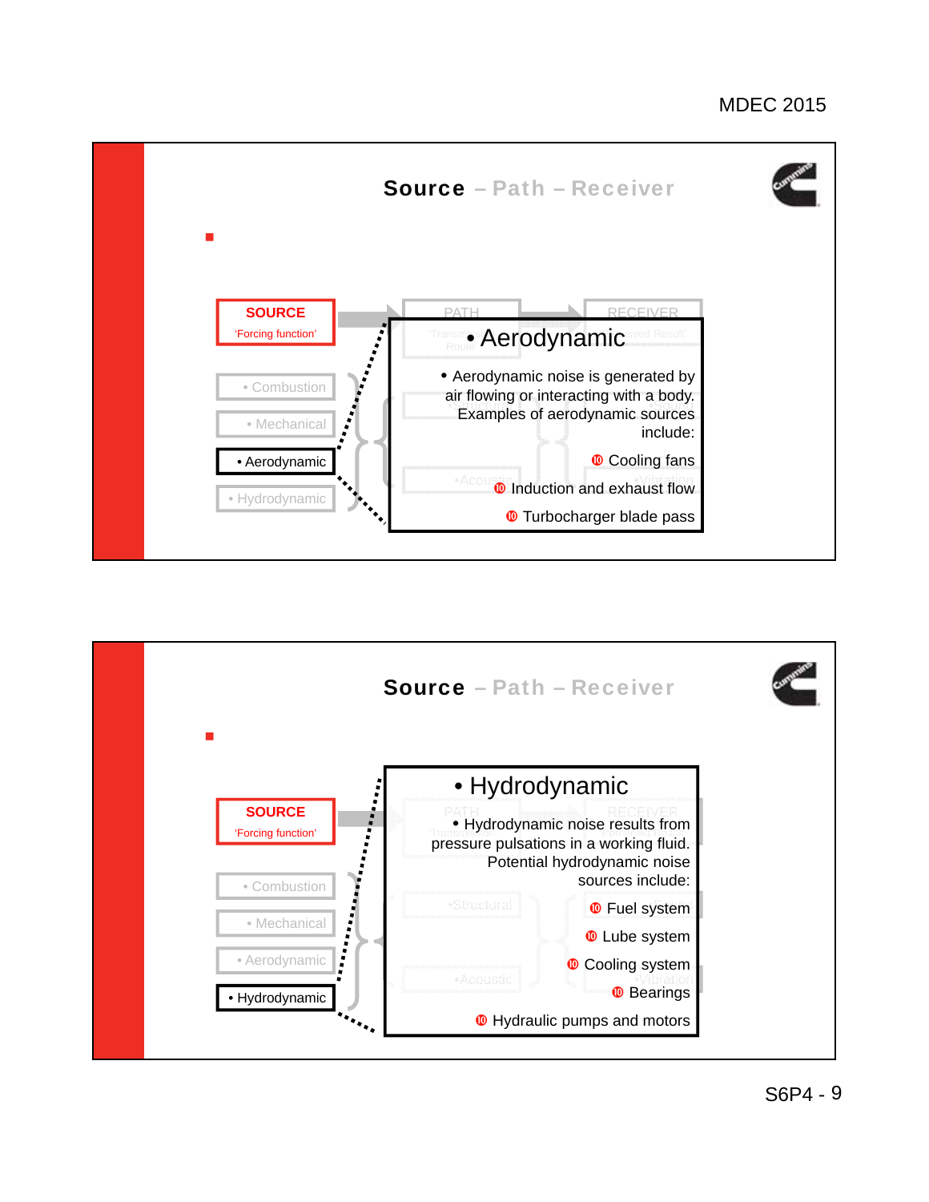## Source – Path – Receiver

**SOURCE**
'Forcing function'

- Combustion
- Mechanical
- **Aerodynamic**
- Hydrodynamic

### • Aerodynamic

- Aerodynamic noise is generated by air flowing or interacting with a body. Examples of aerodynamic sources include:
  - Cooling fans
  - Induction and exhaust flow
  - Turbocharger blade pass

## Source – Path – Receiver

**SOURCE**
'Forcing function'

- Combustion
- Mechanical
- Aerodynamic
- **Hydrodynamic**

### • Hydrodynamic

- Hydrodynamic noise results from pressure pulsations in a working fluid. Potential hydrodynamic noise sources include:
  - Fuel system
  - Lube system
  - Cooling system
  - Bearings
  - Hydraulic pumps and motors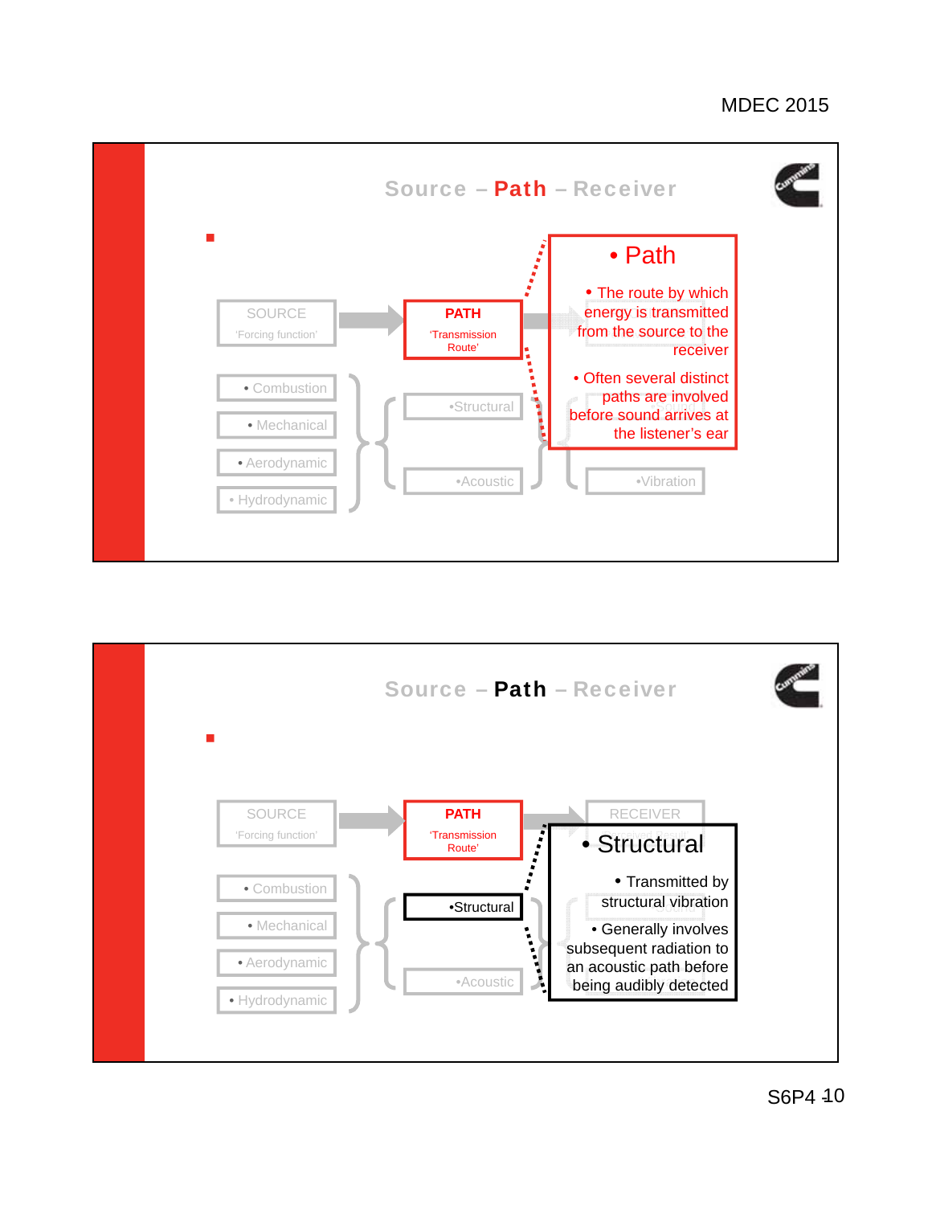## Source – Path – Receiver

SOURCE
'Forcing function'

PATH
'Transmission Route'

- Combustion
- Mechanical
- Aerodynamic
- Hydrodynamic

•Structural

•Acoustic

•Vibration

- **Path**
  - The route by which energy is transmitted from the source to the receiver
  - Often several distinct paths are involved before sound arrives at the listener's ear

## Source – Path – Receiver

SOURCE
'Forcing function'

PATH
'Transmission Route'

RECEIVER

- Combustion
- Mechanical
- Aerodynamic
- Hydrodynamic

•Structural

•Acoustic

- **Structural**
  - Transmitted by structural vibration
  - Generally involves subsequent radiation to an acoustic path before being audibly detected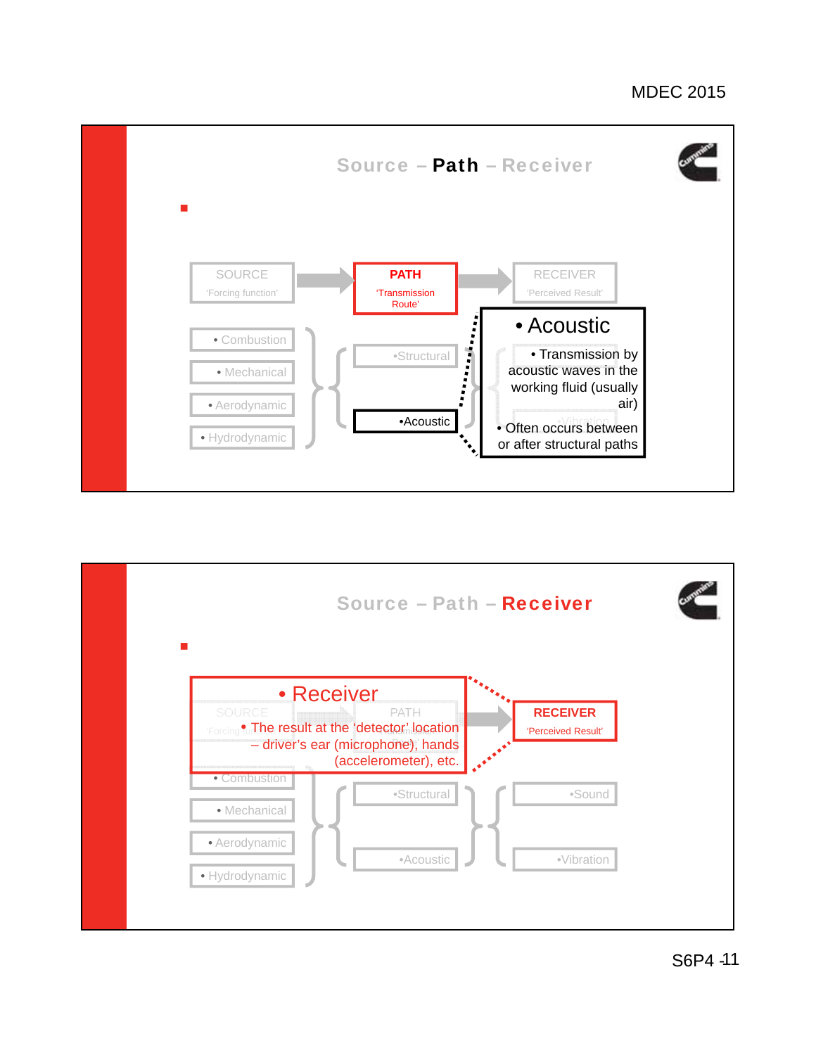## Source – Path – Receiver

SOURCE
'Forcing function'

PATH
'Transmission Route'

RECEIVER
'Perceived Result'

- Combustion
- Mechanical
- Aerodynamic
- Hydrodynamic

•Structural

•Acoustic

- Acoustic
  - Transmission by acoustic waves in the working fluid (usually air)
  - Often occurs between or after structural paths

## Source – Path – Receiver

- Receiver
  - The result at the 'detector' location – driver's ear (microphone), hands (accelerometer), etc.

RECEIVER
'Perceived Result'

- Combustion
- Mechanical
- Aerodynamic
- Hydrodynamic

•Structural

•Acoustic

•Sound

•Vibration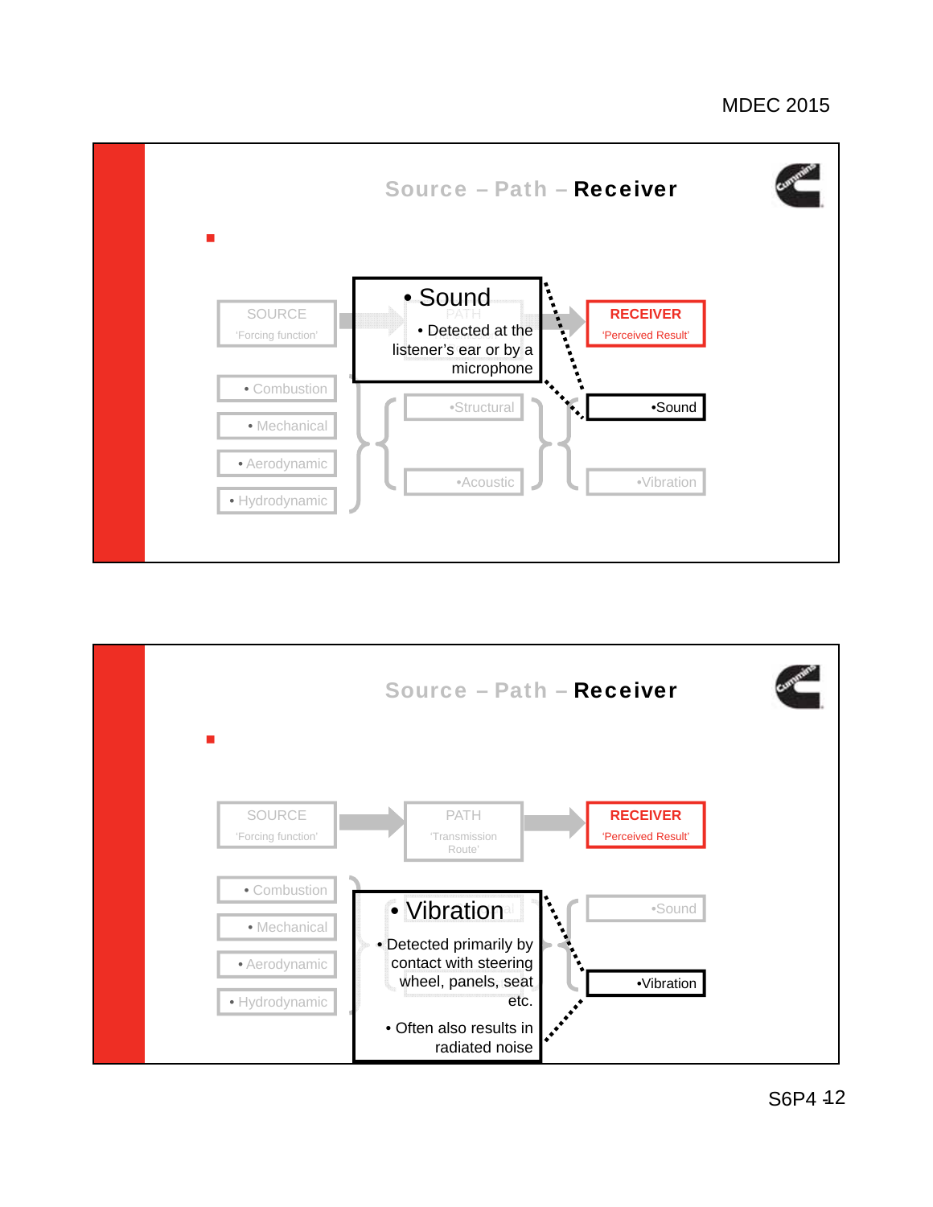## Source – Path – Receiver

SOURCE
'Forcing function'

- Combustion
- Mechanical
- Aerodynamic
- Hydrodynamic

PATH

- Structural
- Acoustic

RECEIVER
'Perceived Result'

- Sound
- Vibration

**• Sound**

- Detected at the listener's ear or by a microphone

## Source – Path – Receiver

SOURCE
'Forcing function'

- Combustion
- Mechanical
- Aerodynamic
- Hydrodynamic

PATH
'Transmission Route'

RECEIVER
'Perceived Result'

- Sound
- Vibration

**• Vibration**

- Detected primarily by contact with steering wheel, panels, seat etc.
- Often also results in radiated noise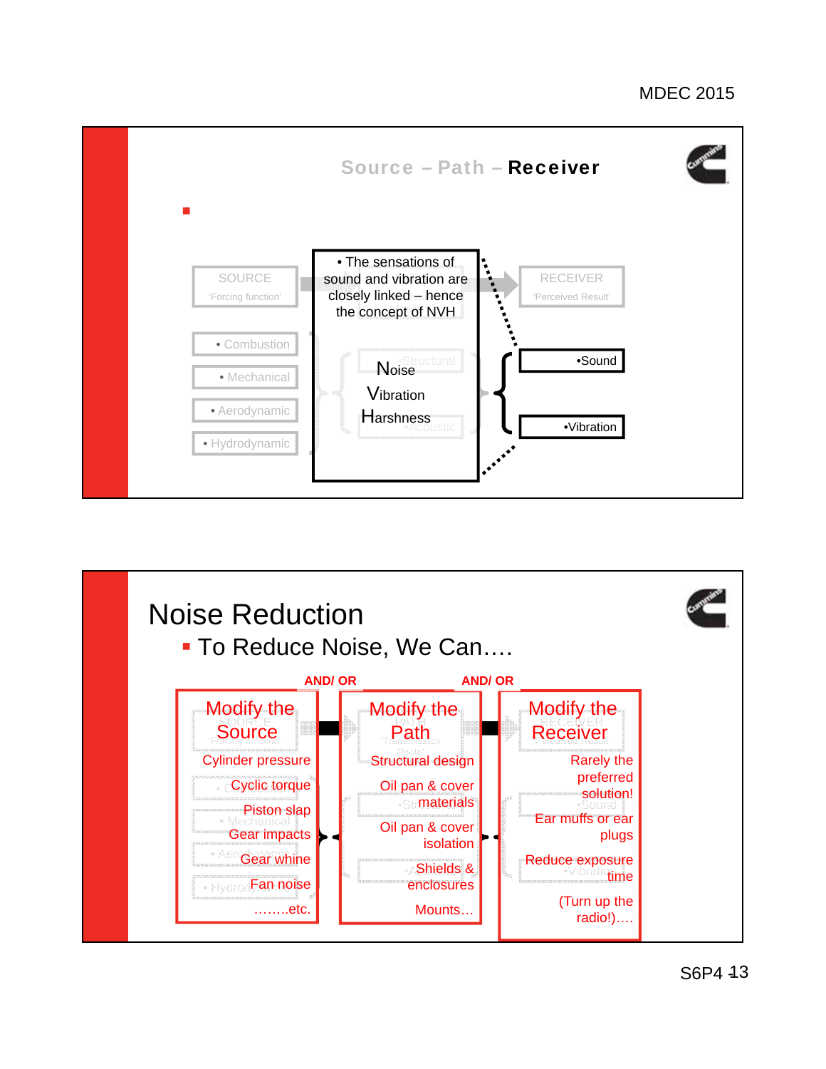## Source – Path – Receiver

SOURCE 'Forcing function'

- Combustion
- Mechanical
- Aerodynamic
- Hydrodynamic

- The sensations of sound and vibration are closely linked – hence the concept of NVH

Noise
Vibration
Harshness

RECEIVER 'Perceived Result'

- Sound
- Vibration

## Noise Reduction

- To Reduce Noise, We Can….

**Modify the Source**

- Cylinder pressure
- Cyclic torque
- Piston slap
- Gear impacts
- Gear whine
- Fan noise
- ……..etc.

AND/ OR

**Modify the Path**

- Structural design
- Oil pan & cover materials
- Oil pan & cover isolation
- Shields & enclosures
- Mounts…

AND/ OR

**Modify the Receiver**

- Rarely the preferred solution!
- Ear muffs or ear plugs
- Reduce exposure time
- (Turn up the radio!)….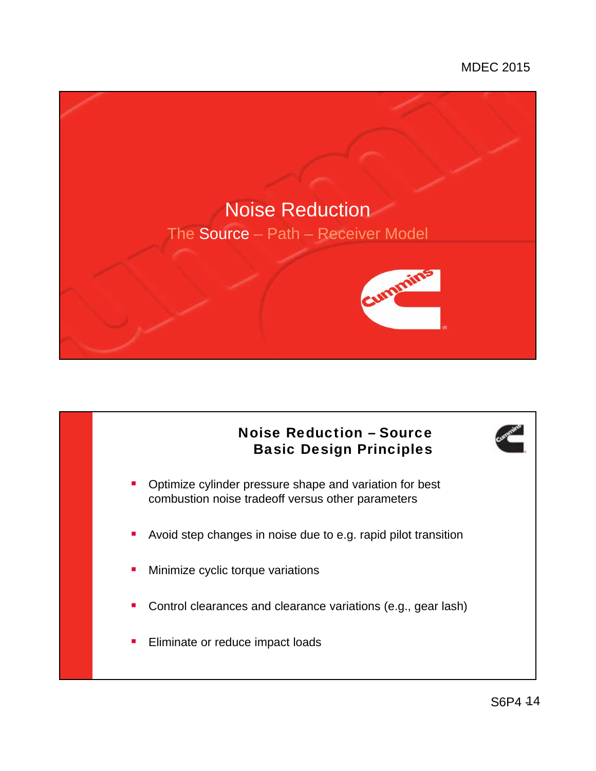# Noise Reduction

## The Source – Path – Receiver Model

## Noise Reduction – Source Basic Design Principles

- Optimize cylinder pressure shape and variation for best combustion noise tradeoff versus other parameters
- Avoid step changes in noise due to e.g. rapid pilot transition
- Minimize cyclic torque variations
- Control clearances and clearance variations (e.g., gear lash)
- Eliminate or reduce impact loads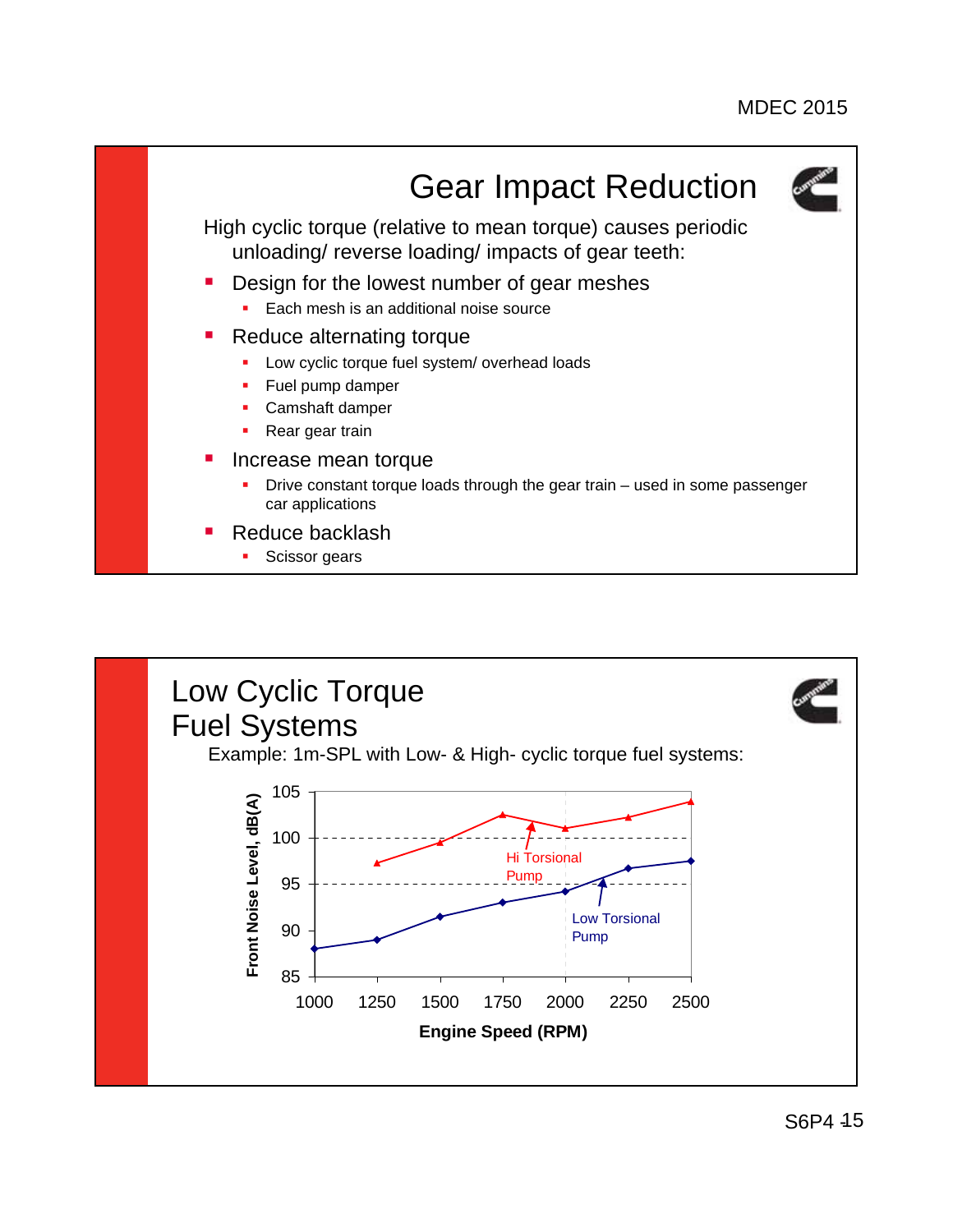## Gear Impact Reduction

High cyclic torque (relative to mean torque) causes periodic unloading/ reverse loading/ impacts of gear teeth:

- Design for the lowest number of gear meshes
  - Each mesh is an additional noise source
- Reduce alternating torque
  - Low cyclic torque fuel system/ overhead loads
  - Fuel pump damper
  - Camshaft damper
  - Rear gear train
- Increase mean torque
  - Drive constant torque loads through the gear train – used in some passenger car applications
- Reduce backlash
  - Scissor gears

## Low Cyclic Torque Fuel Systems

Example: 1m-SPL with Low- & High- cyclic torque fuel systems:

| Engine Speed (RPM) | 1000 | 1250 | 1500 | 1750 | 2000 | 2250 | 2500 |
|---|---|---|---|---|---|---|---|
| Hi Torsional Pump – Front Noise Level, dB(A) | | 97.3 | 99.5 | 102.5 | 101 | 102.3 | 104 |
| Low Torsional Pump – Front Noise Level, dB(A) | 88 | 89 | 91.5 | 93 | 94.2 | 96.7 | 97.5 |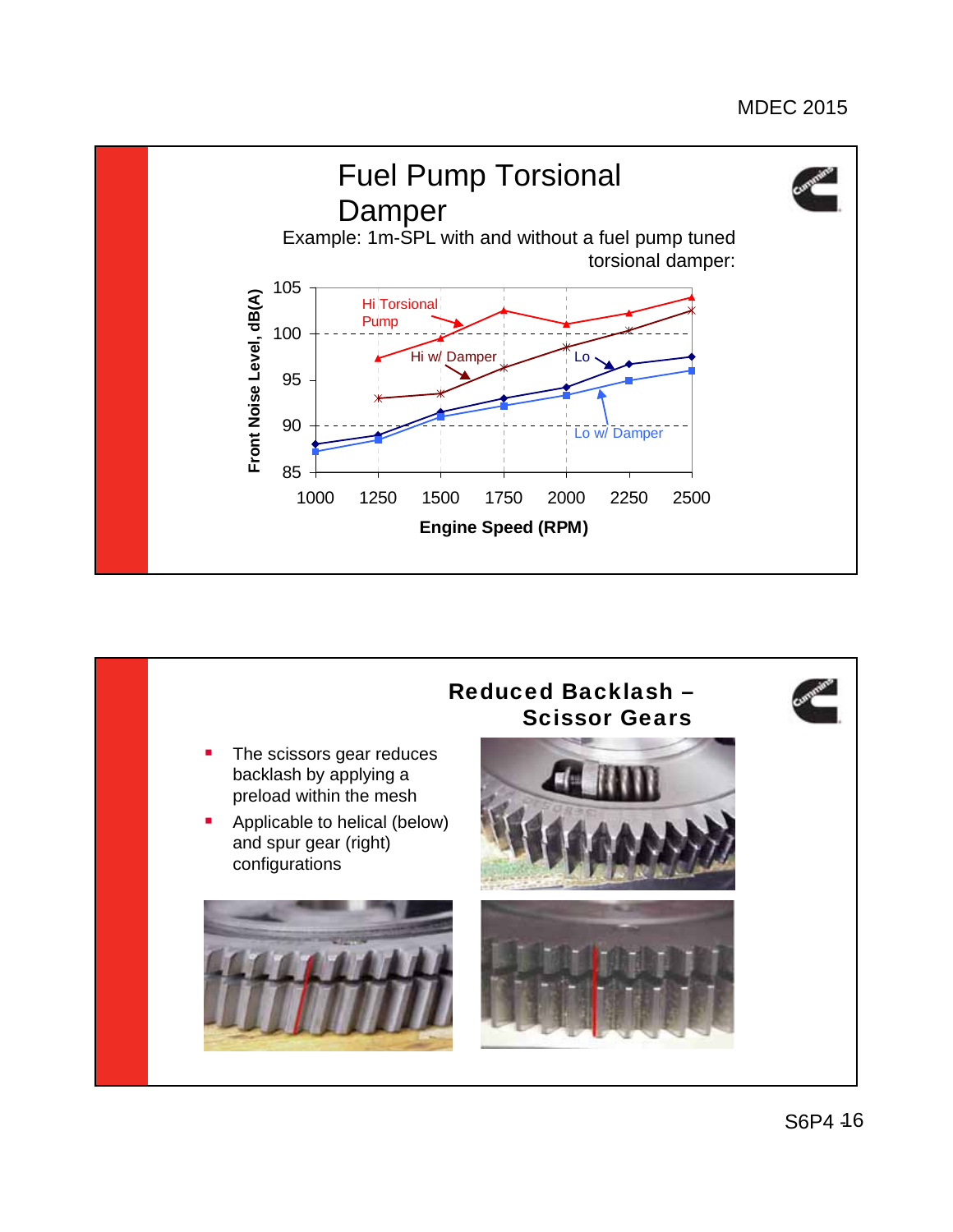## Fuel Pump Torsional Damper

Example: 1m-SPL with and without a fuel pump tuned torsional damper:

Front Noise Level, dB(A) vs. Engine Speed (RPM)

Series: Hi Torsional Pump, Hi w/ Damper, Lo, Lo w/ Damper

## Reduced Backlash – Scissor Gears

- The scissors gear reduces backlash by applying a preload within the mesh
- Applicable to helical (below) and spur gear (right) configurations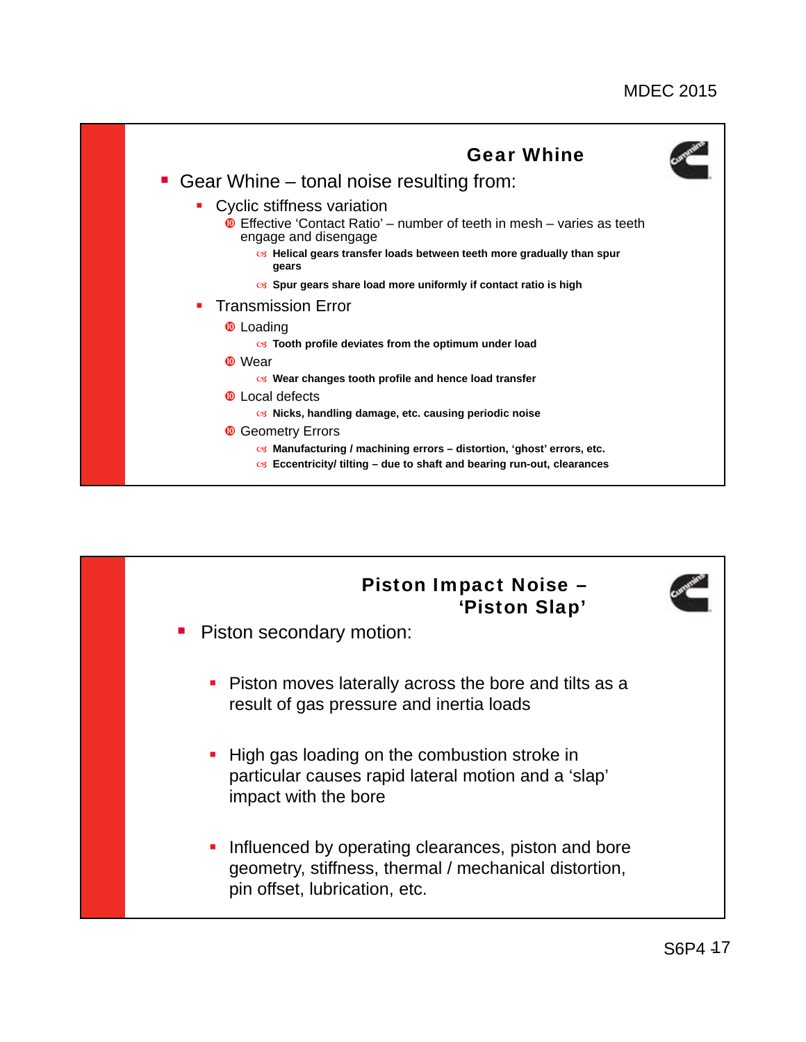## Gear Whine

- Gear Whine – tonal noise resulting from:
  - Cyclic stiffness variation
    - Effective 'Contact Ratio' – number of teeth in mesh – varies as teeth engage and disengage
      - **Helical gears transfer loads between teeth more gradually than spur gears**
      - **Spur gears share load more uniformly if contact ratio is high**
  - Transmission Error
    - Loading
      - **Tooth profile deviates from the optimum under load**
    - Wear
      - **Wear changes tooth profile and hence load transfer**
    - Local defects
      - **Nicks, handling damage, etc. causing periodic noise**
    - Geometry Errors
      - **Manufacturing / machining errors – distortion, 'ghost' errors, etc.**
      - **Eccentricity/ tilting – due to shaft and bearing run-out, clearances**

## Piston Impact Noise – 'Piston Slap'

- Piston secondary motion:
  - Piston moves laterally across the bore and tilts as a result of gas pressure and inertia loads
  - High gas loading on the combustion stroke in particular causes rapid lateral motion and a 'slap' impact with the bore
  - Influenced by operating clearances, piston and bore geometry, stiffness, thermal / mechanical distortion, pin offset, lubrication, etc.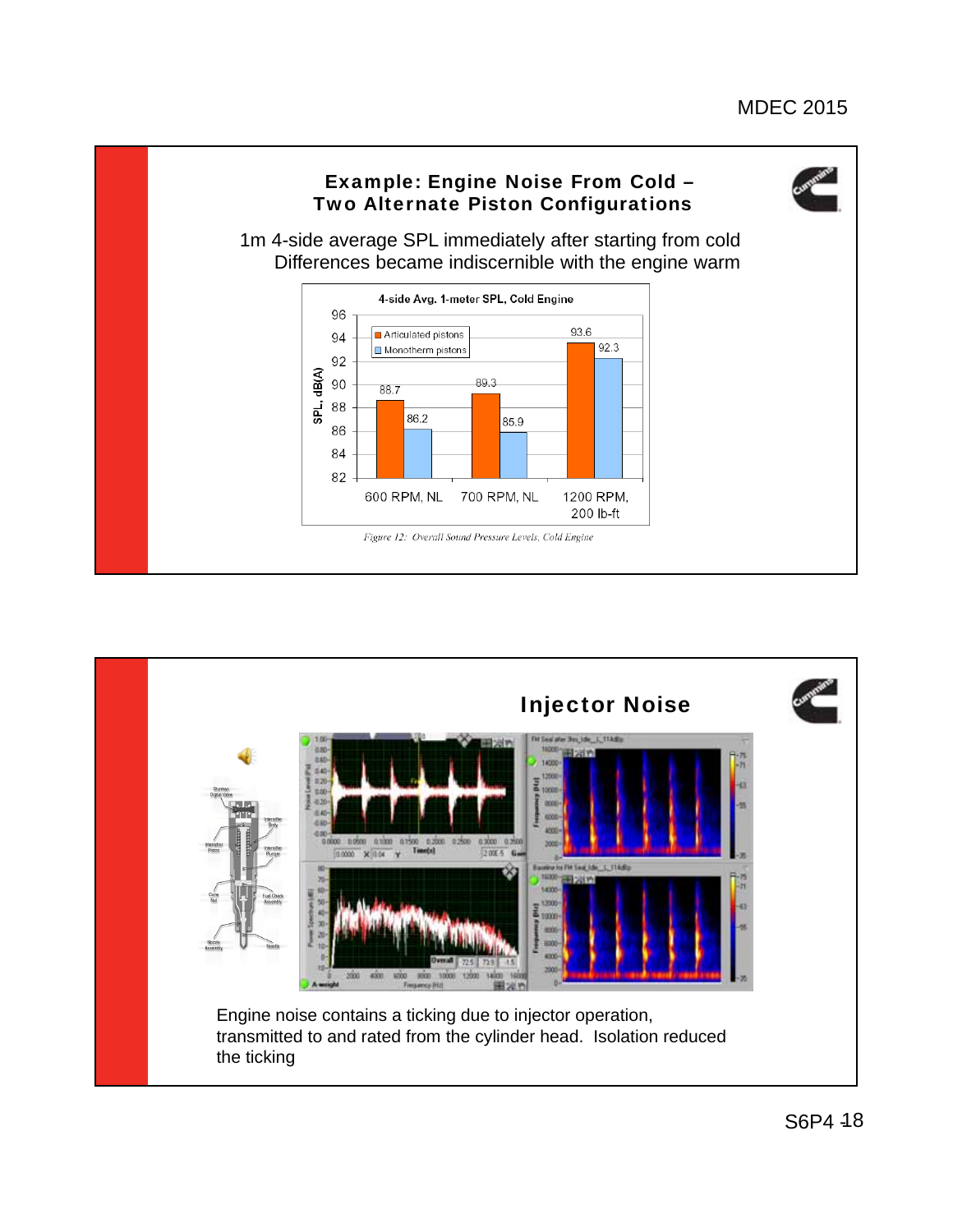## Example: Engine Noise From Cold – Two Alternate Piston Configurations

1m 4-side average SPL immediately after starting from cold
Differences became indiscernible with the engine warm

**4-side Avg. 1-meter SPL, Cold Engine** (SPL, dB(A))

| | Articulated pistons | Monotherm pistons |
| --- | --- | --- |
| 600 RPM, NL | 88.7 | 86.2 |
| 700 RPM, NL | 89.3 | 85.9 |
| 1200 RPM, 200 lb-ft | 93.6 | 92.3 |

*Figure 12: Overall Sound Pressure Levels, Cold Engine*

## Injector Noise

Engine noise contains a ticking due to injector operation, transmitted to and rated from the cylinder head. Isolation reduced the ticking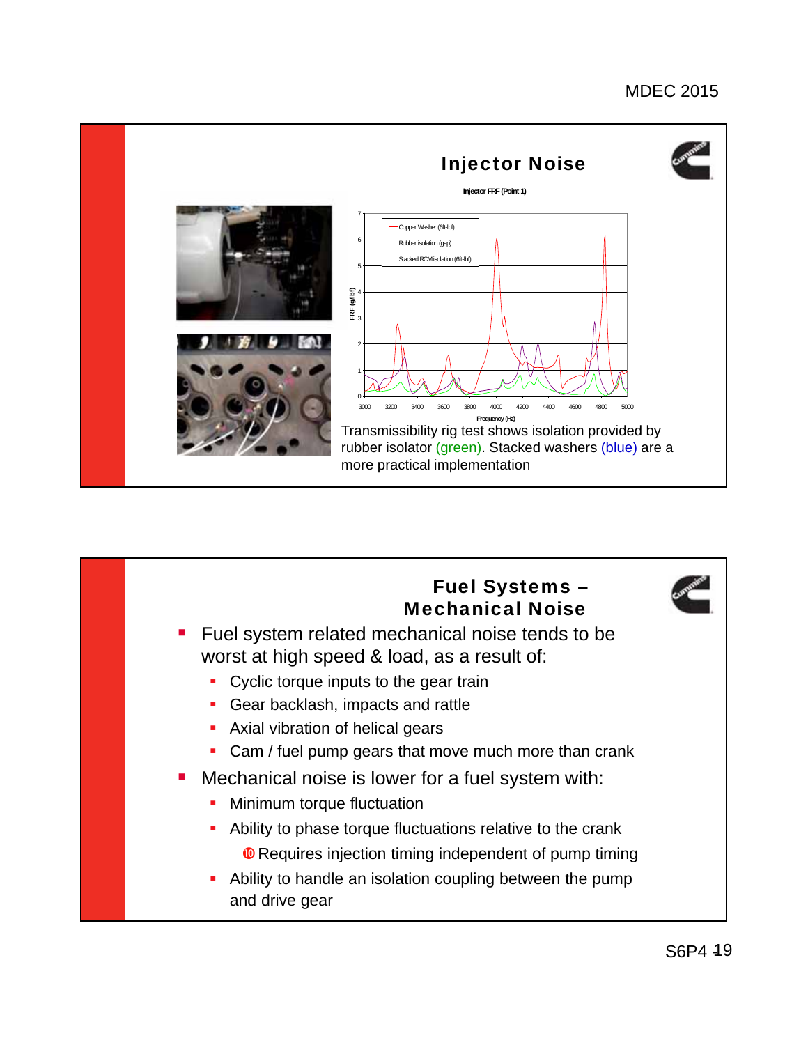## Injector Noise

Injector FRF (Point 1)

Copper Washer (6ft-lbf)
Rubber isolation (gap)
Stacked RCM isolation (6ft-lbf)

FRF (g/lbf)

Frequency (Hz)

Transmissibility rig test shows isolation provided by rubber isolator (green). Stacked washers (blue) are a more practical implementation

## Fuel Systems – Mechanical Noise

- Fuel system related mechanical noise tends to be worst at high speed & load, as a result of:
  - Cyclic torque inputs to the gear train
  - Gear backlash, impacts and rattle
  - Axial vibration of helical gears
  - Cam / fuel pump gears that move much more than crank
- Mechanical noise is lower for a fuel system with:
  - Minimum torque fluctuation
  - Ability to phase torque fluctuations relative to the crank
    - Requires injection timing independent of pump timing
  - Ability to handle an isolation coupling between the pump and drive gear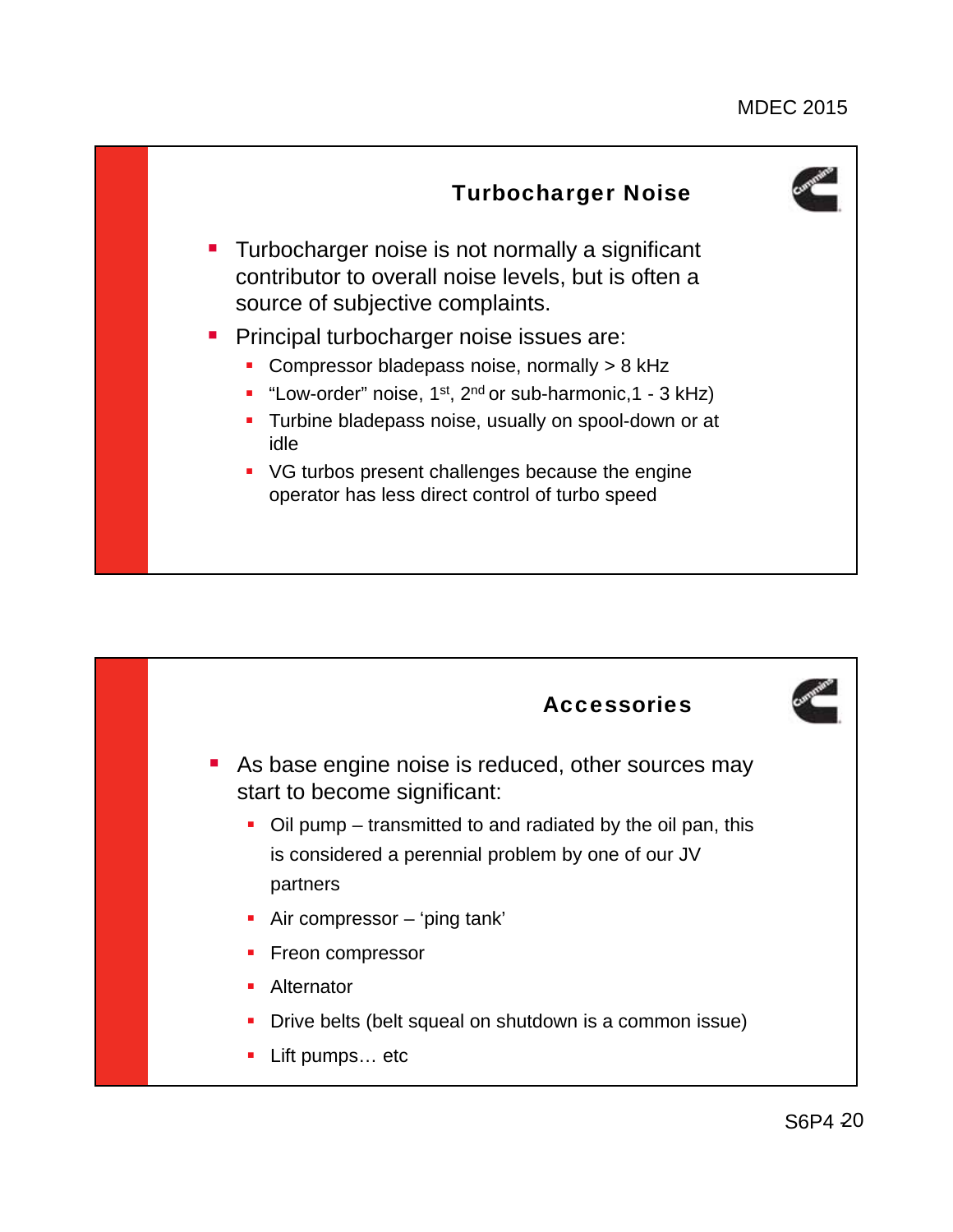## Turbocharger Noise

- Turbocharger noise is not normally a significant contributor to overall noise levels, but is often a source of subjective complaints.
- Principal turbocharger noise issues are:
  - Compressor bladepass noise, normally > 8 kHz
  - "Low-order" noise, 1st, 2nd or sub-harmonic,1 - 3 kHz)
  - Turbine bladepass noise, usually on spool-down or at idle
  - VG turbos present challenges because the engine operator has less direct control of turbo speed

## Accessories

- As base engine noise is reduced, other sources may start to become significant:
  - Oil pump – transmitted to and radiated by the oil pan, this is considered a perennial problem by one of our JV partners
  - Air compressor – 'ping tank'
  - Freon compressor
  - Alternator
  - Drive belts (belt squeal on shutdown is a common issue)
  - Lift pumps… etc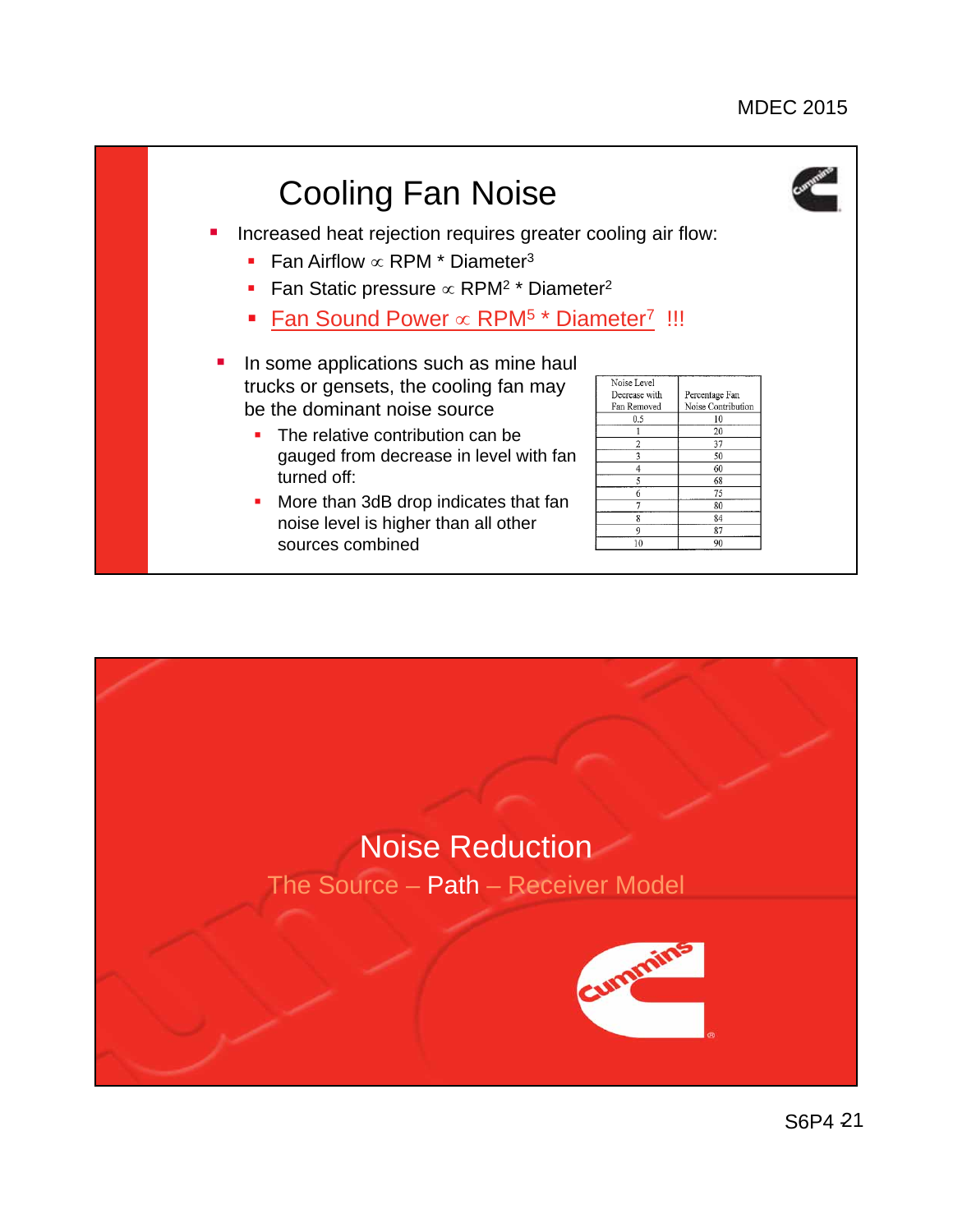# Cooling Fan Noise

- Increased heat rejection requires greater cooling air flow:
  - Fan Airflow $\propto$ RPM * Diameter$^3$
  - Fan Static pressure $\propto$ RPM$^2$ * Diameter$^2$
  - Fan Sound Power $\propto$ RPM$^5$ * Diameter$^7$ !!!
- In some applications such as mine haul trucks or gensets, the cooling fan may be the dominant noise source
  - The relative contribution can be gauged from decrease in level with fan turned off:
  - More than 3dB drop indicates that fan noise level is higher than all other sources combined

| Noise Level Decrease with Fan Removed | Percentage Fan Noise Contribution |
|---|---|
| 0.5 | 10 |
| 1 | 20 |
| 2 | 37 |
| 3 | 50 |
| 4 | 60 |
| 5 | 68 |
| 6 | 75 |
| 7 | 80 |
| 8 | 84 |
| 9 | 87 |
| 10 | 90 |

# Noise Reduction

## The Source – Path – Receiver Model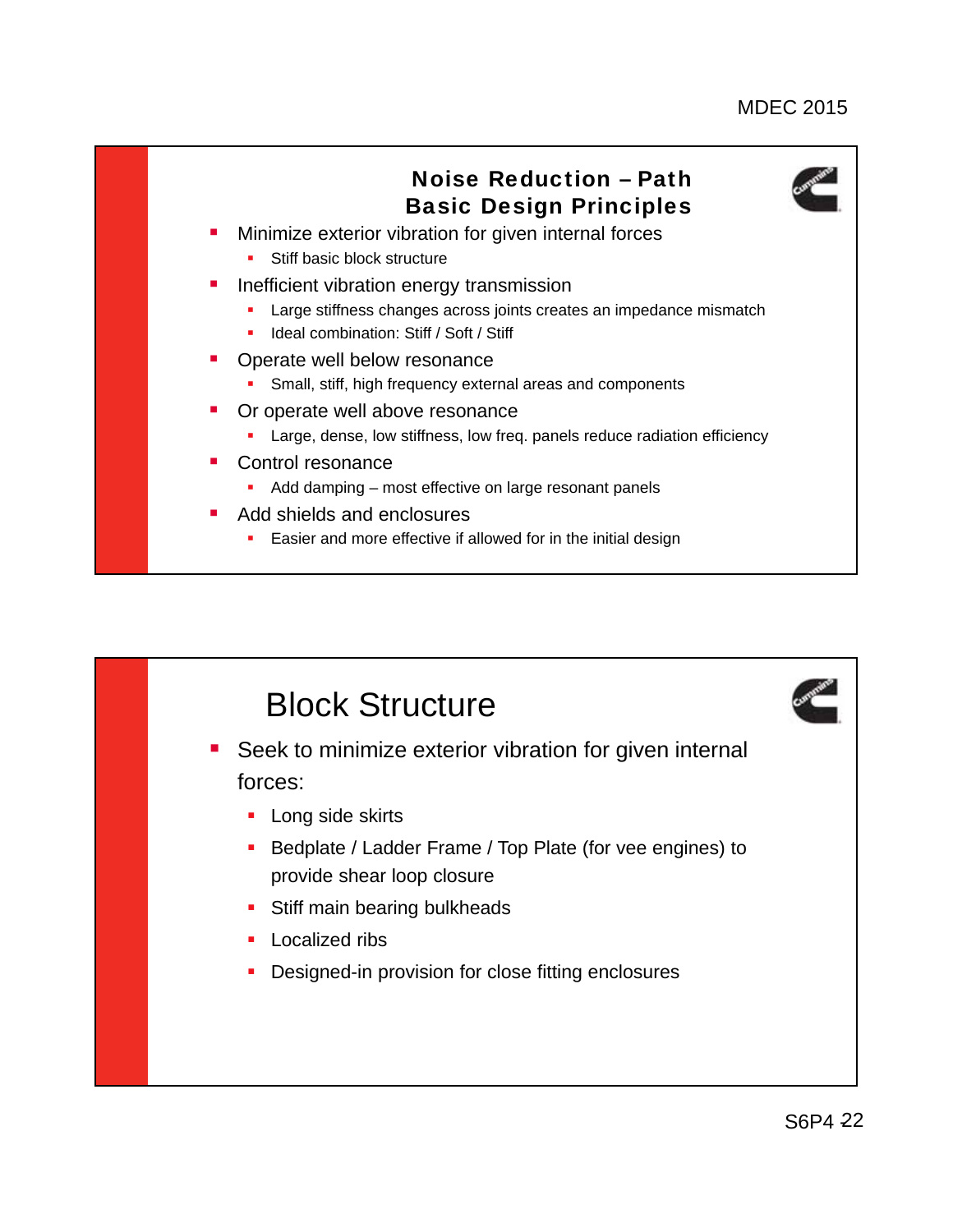## Noise Reduction – Path
## Basic Design Principles

- Minimize exterior vibration for given internal forces
  - Stiff basic block structure
- Inefficient vibration energy transmission
  - Large stiffness changes across joints creates an impedance mismatch
  - Ideal combination: Stiff / Soft / Stiff
- Operate well below resonance
  - Small, stiff, high frequency external areas and components
- Or operate well above resonance
  - Large, dense, low stiffness, low freq. panels reduce radiation efficiency
- Control resonance
  - Add damping – most effective on large resonant panels
- Add shields and enclosures
  - Easier and more effective if allowed for in the initial design

## Block Structure

- Seek to minimize exterior vibration for given internal forces:
  - Long side skirts
  - Bedplate / Ladder Frame / Top Plate (for vee engines) to provide shear loop closure
  - Stiff main bearing bulkheads
  - Localized ribs
  - Designed-in provision for close fitting enclosures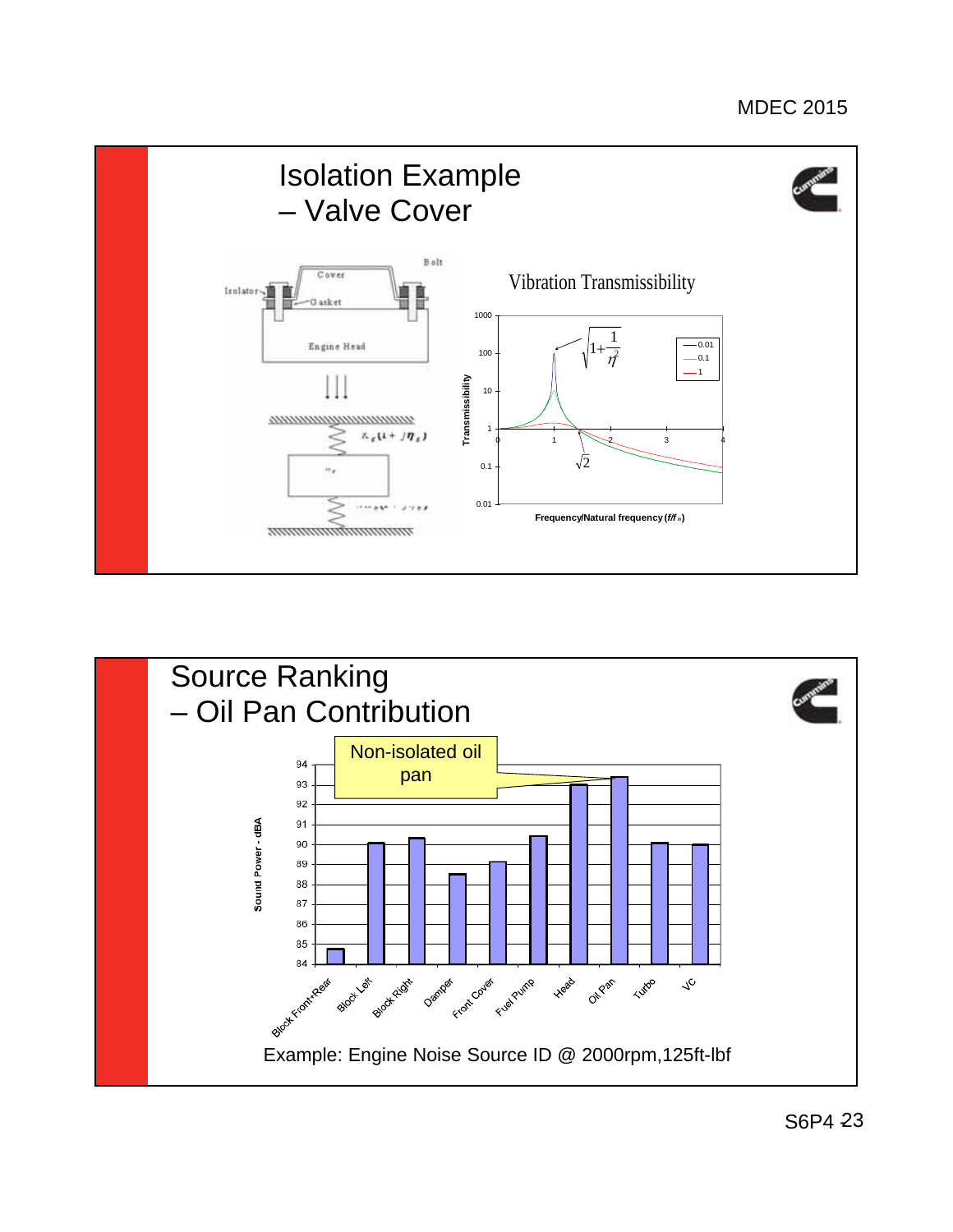## Isolation Example – Valve Cover

Cover, Bolt, Isolator, Gasket, Engine Head

$k_g(1 + j\eta_g)$

**Vibration Transmissibility**

$\sqrt{1+\frac{1}{\eta^2}}$

Legend: 0.01, 0.1, 1

$\sqrt{2}$

Transmissibility (0.01 – 1000) vs. Frequency/Natural frequency ($f/f_n$) (0 – 4)

## Source Ranking – Oil Pan Contribution

Non-isolated oil pan

| Source | Sound Power - dBA (approx.) |
|---|---|
| Block Front+Rear | 84.8 |
| Block Left | 90.1 |
| Block Right | 90.4 |
| Damper | 88.6 |
| Front Cover | 89.2 |
| Fuel Pump | 90.5 |
| Head | 93.0 |
| Oil Pan | 93.4 |
| Turbo | 90.1 |
| VC | 90.0 |

Example: Engine Noise Source ID @ 2000rpm,125ft-lbf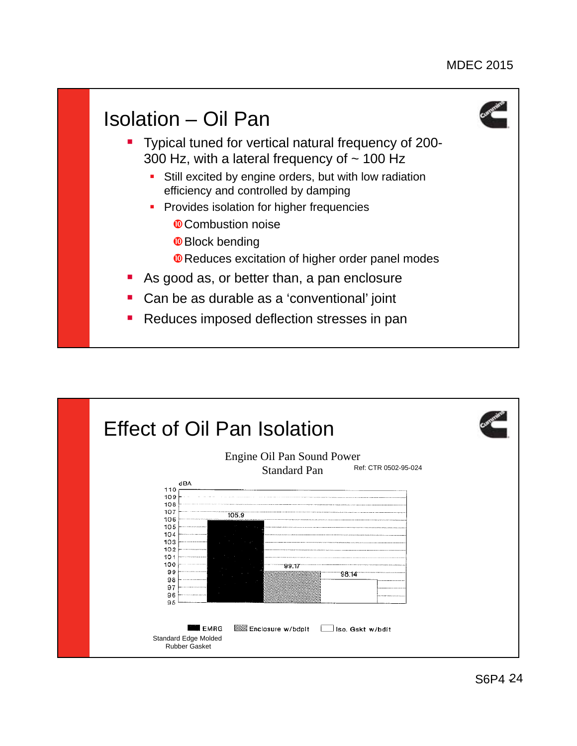## Isolation – Oil Pan

- Typical tuned for vertical natural frequency of 200-300 Hz, with a lateral frequency of ~ 100 Hz
  - Still excited by engine orders, but with low radiation efficiency and controlled by damping
  - Provides isolation for higher frequencies
    - Combustion noise
    - Block bending
    - Reduces excitation of higher order panel modes
- As good as, or better than, a pan enclosure
- Can be as durable as a 'conventional' joint
- Reduces imposed deflection stresses in pan

## Effect of Oil Pan Isolation

Engine Oil Pan Sound Power
Standard Pan

Ref: CTR 0502-95-024

| Configuration | Sound Power (dBA) |
|---|---|
| EMRG (Standard Edge Molded Rubber Gasket) | 105.9 |
| Enclosure w/bdplt | 99.17 |
| Iso. Gskt w/bdlt | 98.14 |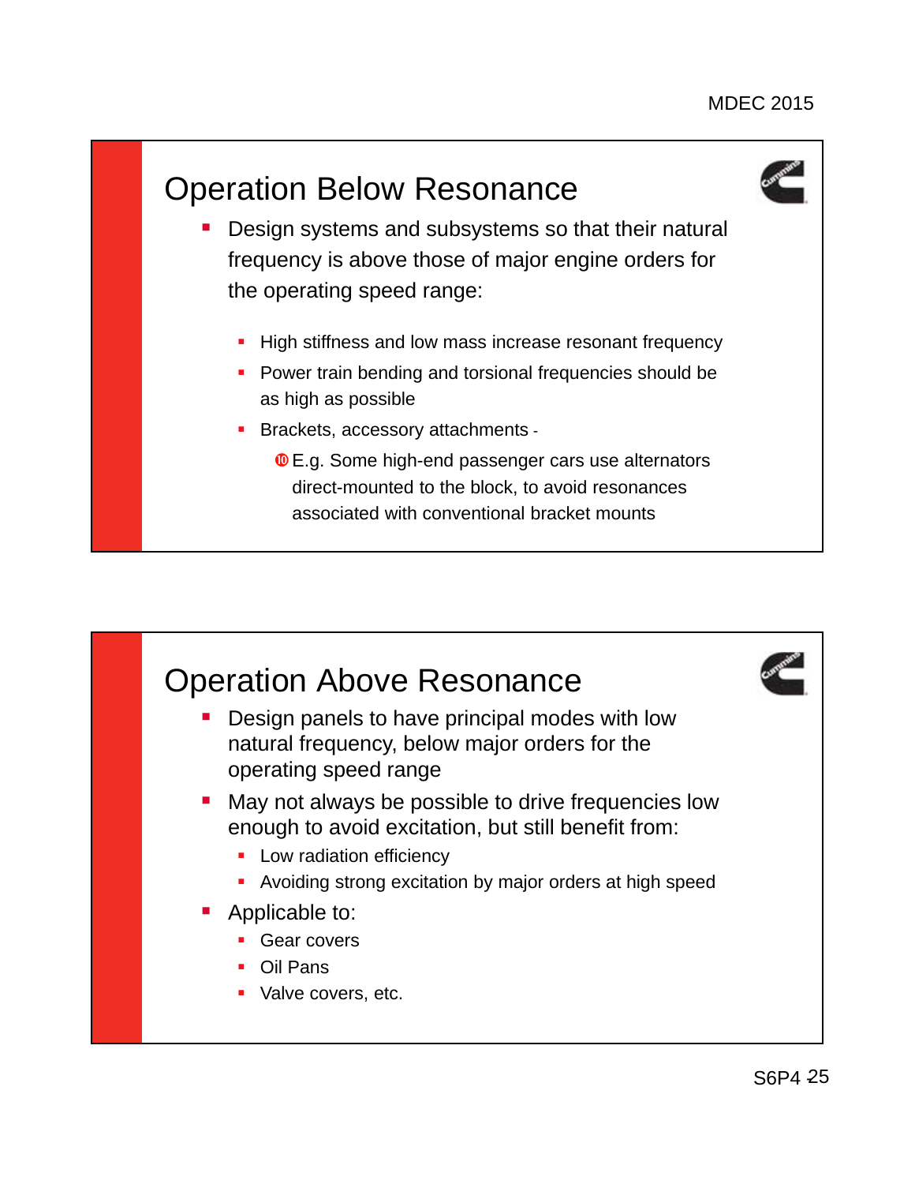## Operation Below Resonance

- Design systems and subsystems so that their natural frequency is above those of major engine orders for the operating speed range:
  - High stiffness and low mass increase resonant frequency
  - Power train bending and torsional frequencies should be as high as possible
  - Brackets, accessory attachments -
    - E.g. Some high-end passenger cars use alternators direct-mounted to the block, to avoid resonances associated with conventional bracket mounts

## Operation Above Resonance

- Design panels to have principal modes with low natural frequency, below major orders for the operating speed range
- May not always be possible to drive frequencies low enough to avoid excitation, but still benefit from:
  - Low radiation efficiency
  - Avoiding strong excitation by major orders at high speed
- Applicable to:
  - Gear covers
  - Oil Pans
  - Valve covers, etc.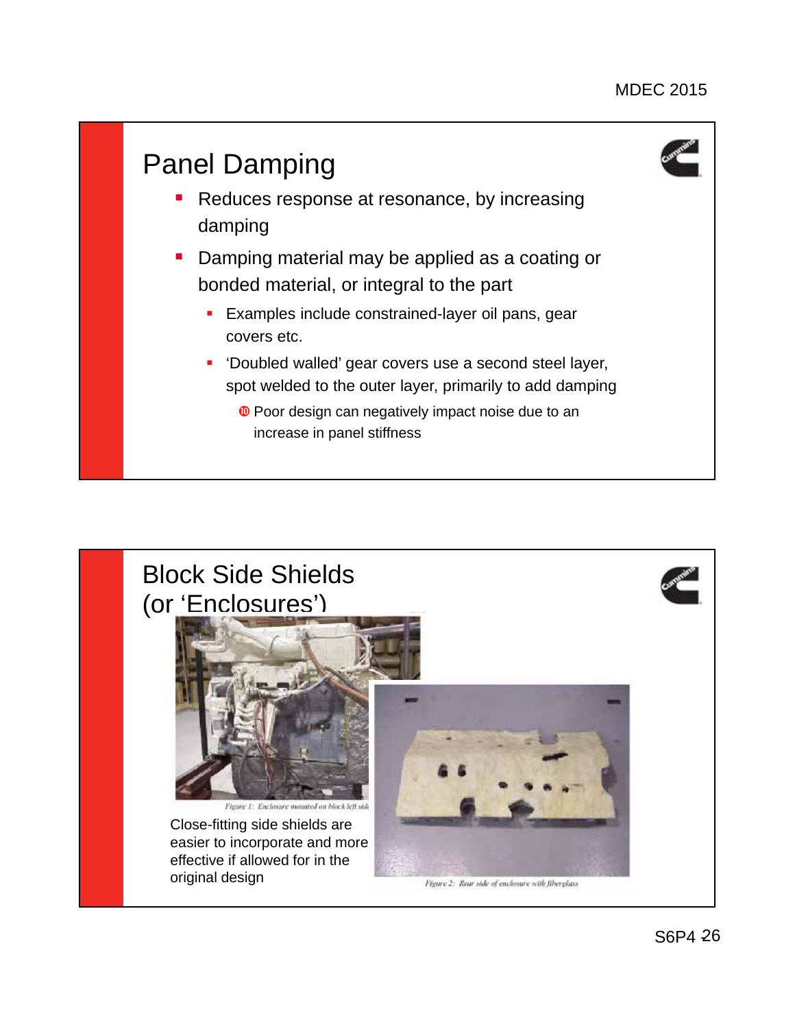## Panel Damping

- Reduces response at resonance, by increasing damping
- Damping material may be applied as a coating or bonded material, or integral to the part
  - Examples include constrained-layer oil pans, gear covers etc.
  - 'Doubled walled' gear covers use a second steel layer, spot welded to the outer layer, primarily to add damping
    - ❿ Poor design can negatively impact noise due to an increase in panel stiffness

## Block Side Shields (or 'Enclosures')

Figure 1: Enclosure mounted on block left side

Close-fitting side shields are easier to incorporate and more effective if allowed for in the original design

Figure 2: Rear side of enclosure with fiberglass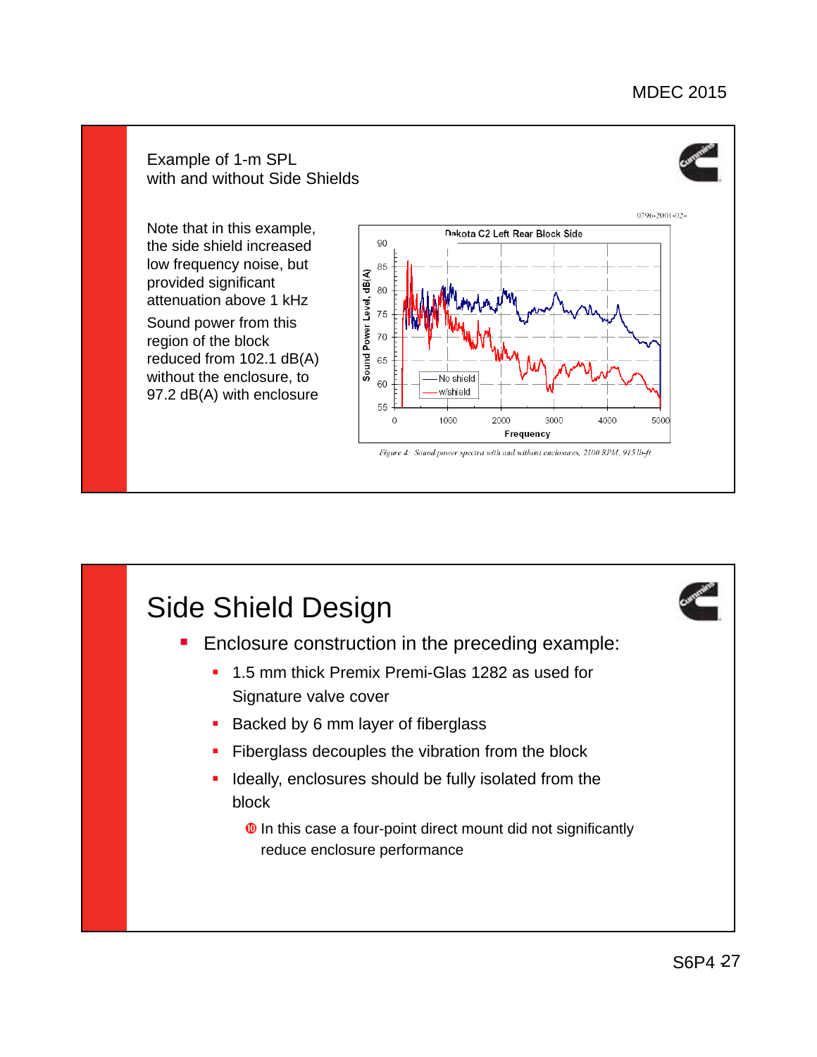## Example of 1-m SPL with and without Side Shields

Note that in this example, the side shield increased low frequency noise, but provided significant attenuation above 1 kHz

Sound power from this region of the block reduced from 102.1 dB(A) without the enclosure, to 97.2 dB(A) with enclosure

Figure 4: Sound power spectra with and without enclosures, 2100 RPM, 915 lb-ft

# Side Shield Design

- Enclosure construction in the preceding example:
  - 1.5 mm thick Premix Premi-Glas 1282 as used for Signature valve cover
  - Backed by 6 mm layer of fiberglass
  - Fiberglass decouples the vibration from the block
  - Ideally, enclosures should be fully isolated from the block
    - In this case a four-point direct mount did not significantly reduce enclosure performance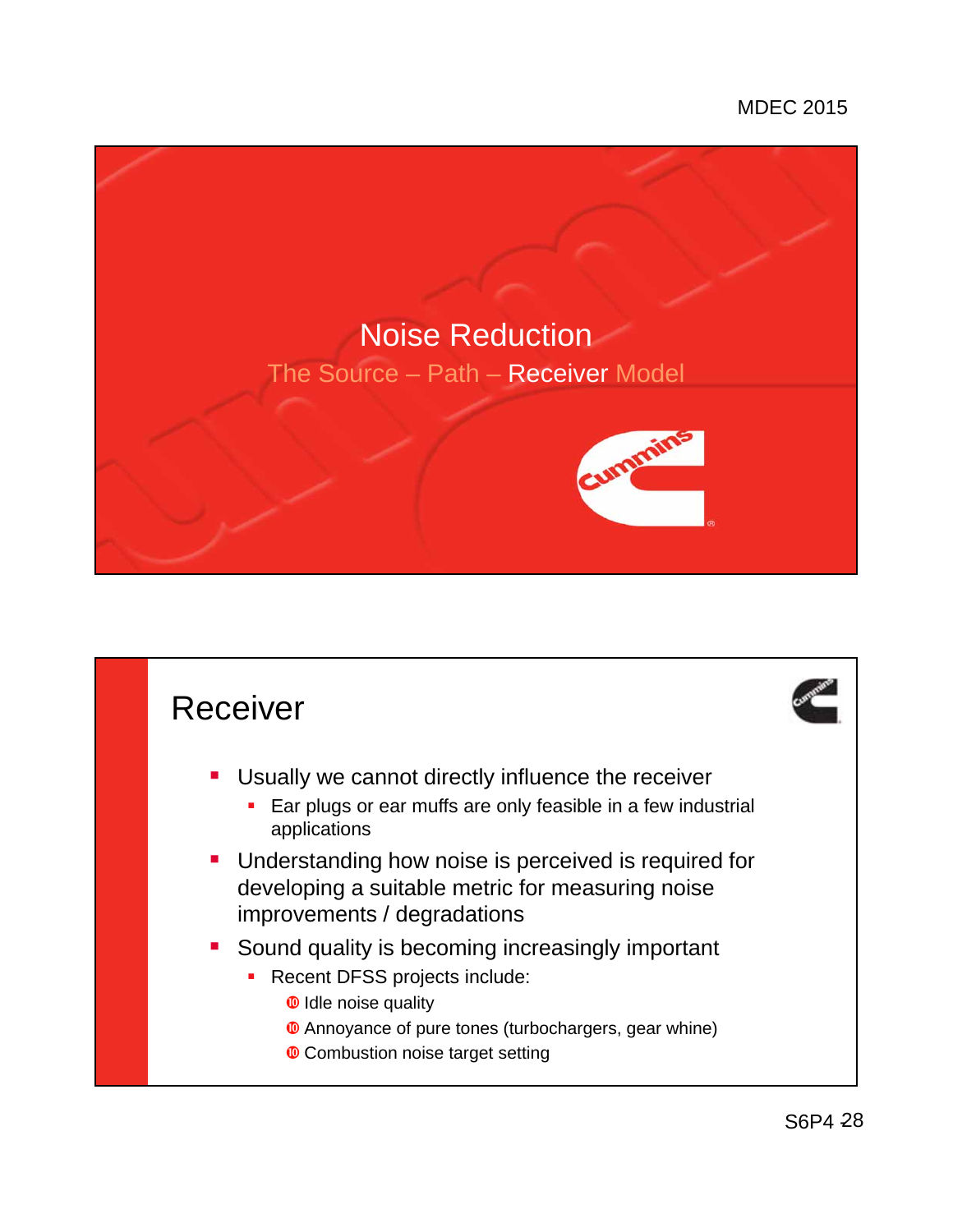# Noise Reduction

## The Source – Path – Receiver Model

## Receiver

- Usually we cannot directly influence the receiver
  - Ear plugs or ear muffs are only feasible in a few industrial applications
- Understanding how noise is perceived is required for developing a suitable metric for measuring noise improvements / degradations
- Sound quality is becoming increasingly important
  - Recent DFSS projects include:
    - Idle noise quality
    - Annoyance of pure tones (turbochargers, gear whine)
    - Combustion noise target setting